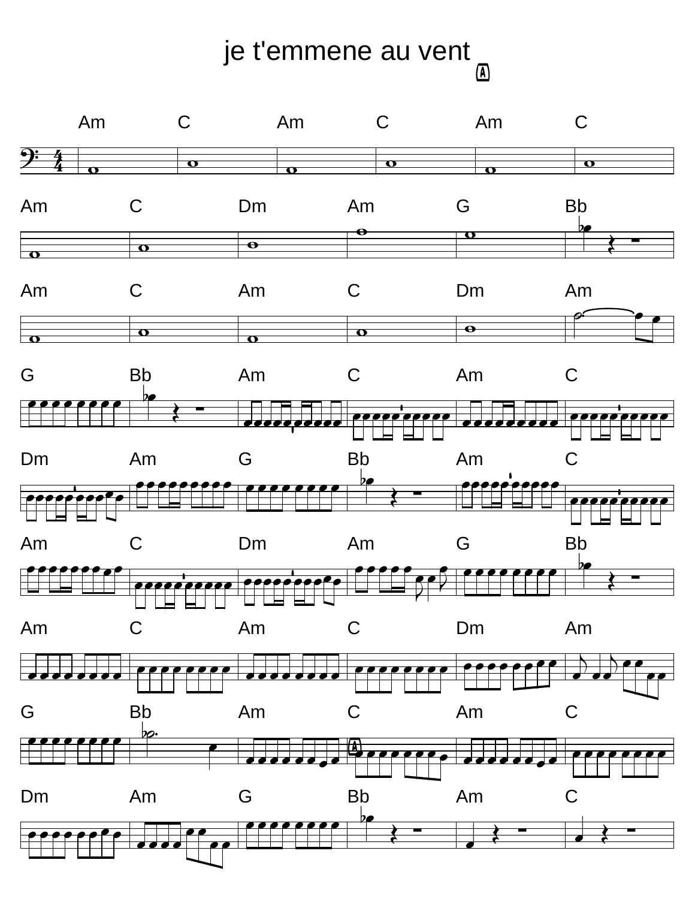# je t'emmene au vent

Am C Am C Am C

Am C Dm Am G Bb

Am C Am C Dm Am

G Bb Am C Am C

Dm Am G Bb Am C

Am C Dm Am G Bb

Am C Am C Dm Am

G Bb Am C Am C

Dm Am G Bb Am C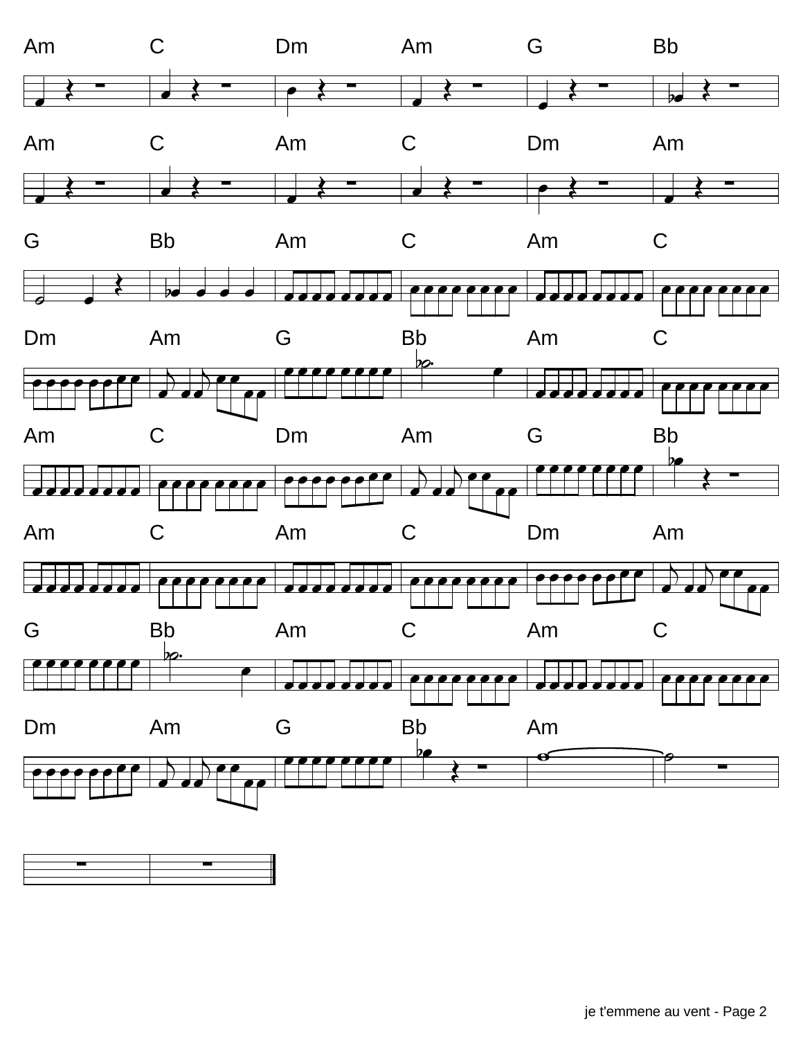Am C Dm Am G Bb

Am C Am C Dm Am

G Bb Am C Am C

Dm Am G Bb Am C

Am C Dm Am G Bb

Am C Am C Dm Am

G Bb Am C Am C

Dm Am G Bb Am